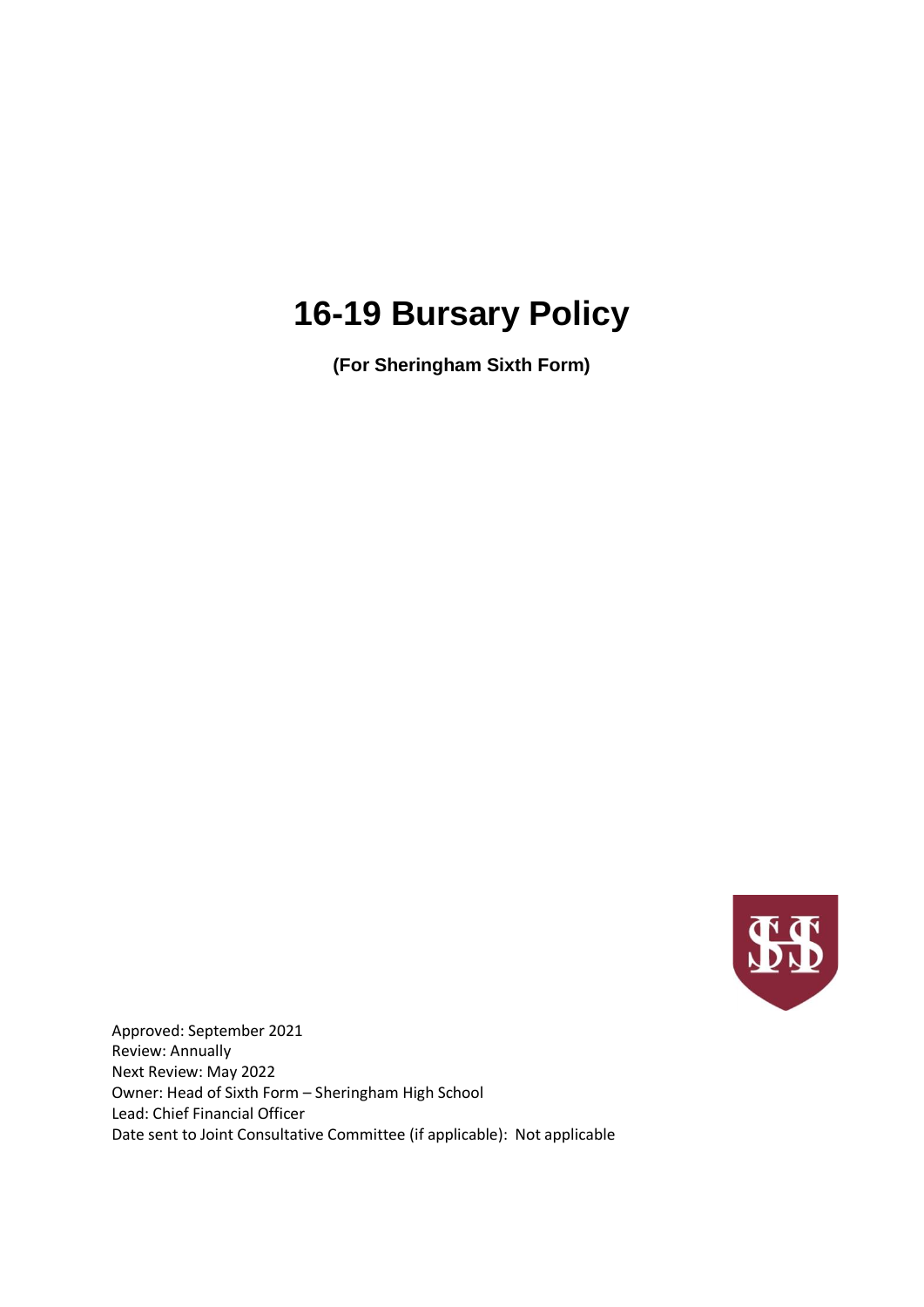# 16-19 Bursary Policy

**(For Sheringham Sixth Form)**

Approved: September 2021
Review: Annually
Next Review: May 2022
Owner: Head of Sixth Form – Sheringham High School
Lead: Chief Financial Officer
Date sent to Joint Consultative Committee (if applicable): Not applicable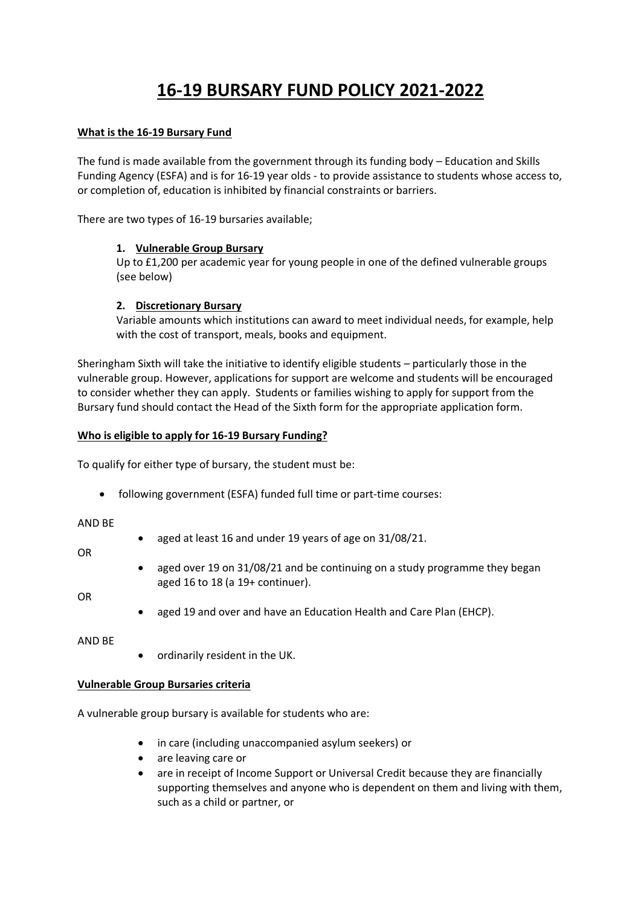# 16-19 BURSARY FUND POLICY 2021-2022

**What is the 16-19 Bursary Fund**

The fund is made available from the government through its funding body – Education and Skills Funding Agency (ESFA) and is for 16-19 year olds - to provide assistance to students whose access to, or completion of, education is inhibited by financial constraints or barriers.

There are two types of 16-19 bursaries available;

1. **Vulnerable Group Bursary**
   Up to £1,200 per academic year for young people in one of the defined vulnerable groups (see below)

2. **Discretionary Bursary**
   Variable amounts which institutions can award to meet individual needs, for example, help with the cost of transport, meals, books and equipment.

Sheringham Sixth will take the initiative to identify eligible students – particularly those in the vulnerable group. However, applications for support are welcome and students will be encouraged to consider whether they can apply. Students or families wishing to apply for support from the Bursary fund should contact the Head of the Sixth form for the appropriate application form.

**Who is eligible to apply for 16-19 Bursary Funding?**

To qualify for either type of bursary, the student must be:

- following government (ESFA) funded full time or part-time courses:

AND BE

- aged at least 16 and under 19 years of age on 31/08/21.

OR

- aged over 19 on 31/08/21 and be continuing on a study programme they began aged 16 to 18 (a 19+ continuer).

OR

- aged 19 and over and have an Education Health and Care Plan (EHCP).

AND BE

- ordinarily resident in the UK.

**Vulnerable Group Bursaries criteria**

A vulnerable group bursary is available for students who are:

- in care (including unaccompanied asylum seekers) or
- are leaving care or
- are in receipt of Income Support or Universal Credit because they are financially supporting themselves and anyone who is dependent on them and living with them, such as a child or partner, or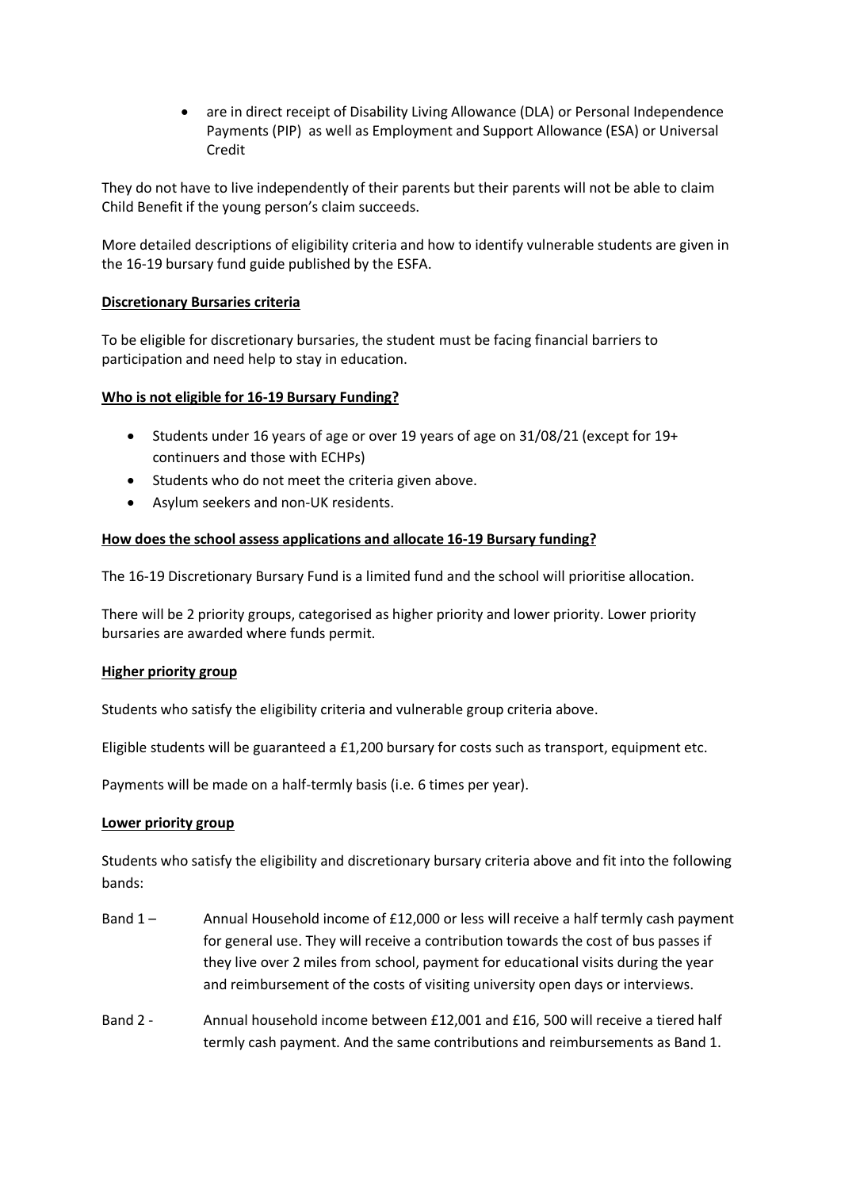- are in direct receipt of Disability Living Allowance (DLA) or Personal Independence Payments (PIP) as well as Employment and Support Allowance (ESA) or Universal Credit

They do not have to live independently of their parents but their parents will not be able to claim Child Benefit if the young person's claim succeeds.

More detailed descriptions of eligibility criteria and how to identify vulnerable students are given in the 16-19 bursary fund guide published by the ESFA.

**Discretionary Bursaries criteria**

To be eligible for discretionary bursaries, the student must be facing financial barriers to participation and need help to stay in education.

**Who is not eligible for 16-19 Bursary Funding?**

- Students under 16 years of age or over 19 years of age on 31/08/21 (except for 19+ continuers and those with ECHPs)
- Students who do not meet the criteria given above.
- Asylum seekers and non-UK residents.

**How does the school assess applications and allocate 16-19 Bursary funding?**

The 16-19 Discretionary Bursary Fund is a limited fund and the school will prioritise allocation.

There will be 2 priority groups, categorised as higher priority and lower priority. Lower priority bursaries are awarded where funds permit.

**Higher priority group**

Students who satisfy the eligibility criteria and vulnerable group criteria above.

Eligible students will be guaranteed a £1,200 bursary for costs such as transport, equipment etc.

Payments will be made on a half-termly basis (i.e. 6 times per year).

**Lower priority group**

Students who satisfy the eligibility and discretionary bursary criteria above and fit into the following bands:

Band 1 – Annual Household income of £12,000 or less will receive a half termly cash payment for general use. They will receive a contribution towards the cost of bus passes if they live over 2 miles from school, payment for educational visits during the year and reimbursement of the costs of visiting university open days or interviews.

Band 2 - Annual household income between £12,001 and £16, 500 will receive a tiered half termly cash payment. And the same contributions and reimbursements as Band 1.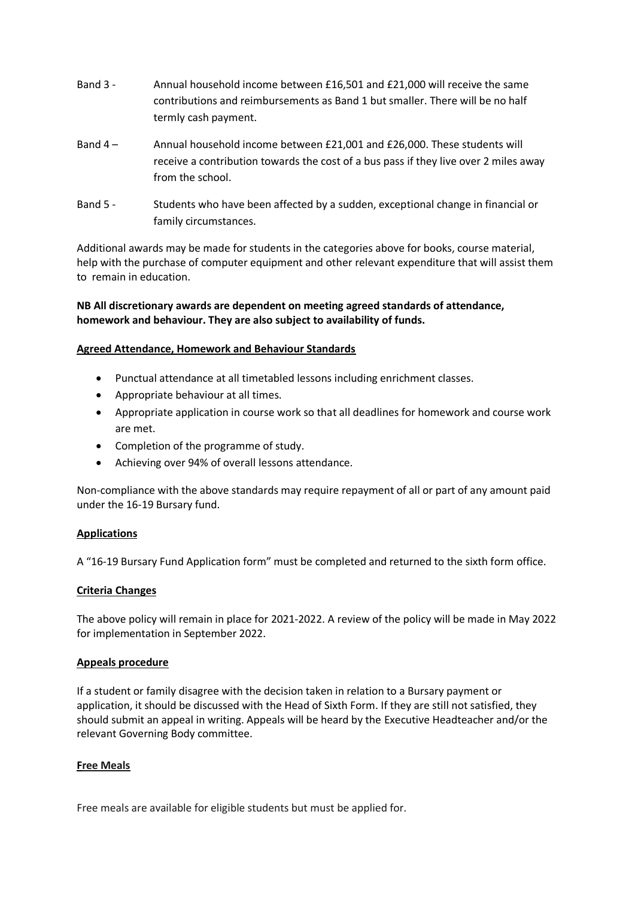Band 3 - Annual household income between £16,501 and £21,000 will receive the same contributions and reimbursements as Band 1 but smaller. There will be no half termly cash payment.

Band 4 – Annual household income between £21,001 and £26,000. These students will receive a contribution towards the cost of a bus pass if they live over 2 miles away from the school.

Band 5 - Students who have been affected by a sudden, exceptional change in financial or family circumstances.

Additional awards may be made for students in the categories above for books, course material, help with the purchase of computer equipment and other relevant expenditure that will assist them to remain in education.

**NB All discretionary awards are dependent on meeting agreed standards of attendance, homework and behaviour. They are also subject to availability of funds.**

**Agreed Attendance, Homework and Behaviour Standards**

- Punctual attendance at all timetabled lessons including enrichment classes.
- Appropriate behaviour at all times.
- Appropriate application in course work so that all deadlines for homework and course work are met.
- Completion of the programme of study.
- Achieving over 94% of overall lessons attendance.

Non-compliance with the above standards may require repayment of all or part of any amount paid under the 16-19 Bursary fund.

**Applications**

A "16-19 Bursary Fund Application form" must be completed and returned to the sixth form office.

**Criteria Changes**

The above policy will remain in place for 2021-2022. A review of the policy will be made in May 2022 for implementation in September 2022.

**Appeals procedure**

If a student or family disagree with the decision taken in relation to a Bursary payment or application, it should be discussed with the Head of Sixth Form. If they are still not satisfied, they should submit an appeal in writing. Appeals will be heard by the Executive Headteacher and/or the relevant Governing Body committee.

**Free Meals**

Free meals are available for eligible students but must be applied for.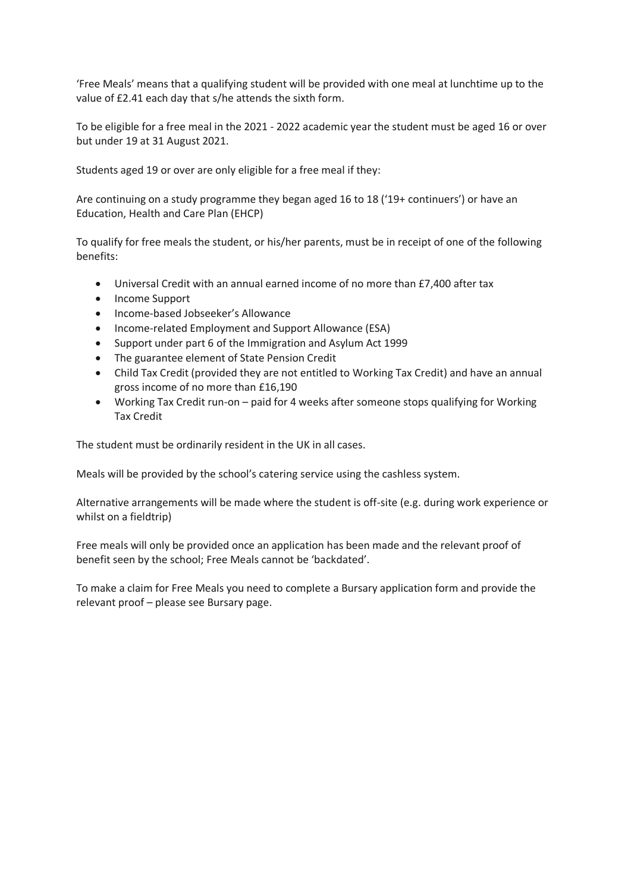'Free Meals' means that a qualifying student will be provided with one meal at lunchtime up to the value of £2.41 each day that s/he attends the sixth form.

To be eligible for a free meal in the 2021 - 2022 academic year the student must be aged 16 or over but under 19 at 31 August 2021.

Students aged 19 or over are only eligible for a free meal if they:

Are continuing on a study programme they began aged 16 to 18 ('19+ continuers') or have an Education, Health and Care Plan (EHCP)

To qualify for free meals the student, or his/her parents, must be in receipt of one of the following benefits:

- Universal Credit with an annual earned income of no more than £7,400 after tax
- Income Support
- Income-based Jobseeker's Allowance
- Income-related Employment and Support Allowance (ESA)
- Support under part 6 of the Immigration and Asylum Act 1999
- The guarantee element of State Pension Credit
- Child Tax Credit (provided they are not entitled to Working Tax Credit) and have an annual gross income of no more than £16,190
- Working Tax Credit run-on – paid for 4 weeks after someone stops qualifying for Working Tax Credit

The student must be ordinarily resident in the UK in all cases.

Meals will be provided by the school's catering service using the cashless system.

Alternative arrangements will be made where the student is off-site (e.g. during work experience or whilst on a fieldtrip)

Free meals will only be provided once an application has been made and the relevant proof of benefit seen by the school; Free Meals cannot be 'backdated'.

To make a claim for Free Meals you need to complete a Bursary application form and provide the relevant proof – please see Bursary page.